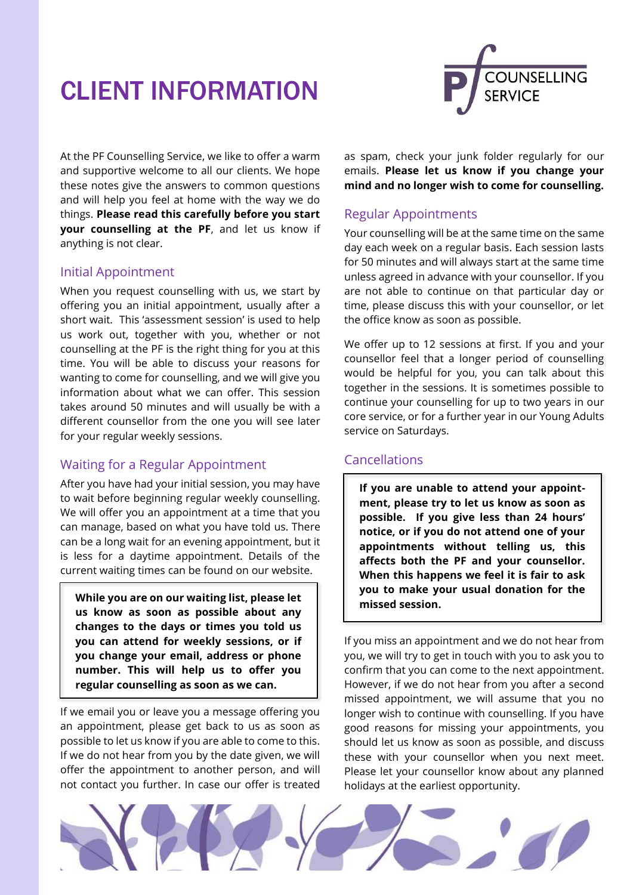# CLIENT INFORMATION

At the PF Counselling Service, we like to offer a warm and supportive welcome to all our clients. We hope these notes give the answers to common questions and will help you feel at home with the way we do things. **Please read this carefully before you start your counselling at the PF**, and let us know if anything is not clear.

## Initial Appointment

When you request counselling with us, we start by offering you an initial appointment, usually after a short wait. This 'assessment session' is used to help us work out, together with you, whether or not counselling at the PF is the right thing for you at this time. You will be able to discuss your reasons for wanting to come for counselling, and we will give you information about what we can offer. This session takes around 50 minutes and will usually be with a different counsellor from the one you will see later for your regular weekly sessions.

## Waiting for a Regular Appointment

After you have had your initial session, you may have to wait before beginning regular weekly counselling. We will offer you an appointment at a time that you can manage, based on what you have told us. There can be a long wait for an evening appointment, but it is less for a daytime appointment. Details of the current waiting times can be found on our website.

**While you are on our waiting list, please let us know as soon as possible about any changes to the days or times you told us you can attend for weekly sessions, or if you change your email, address or phone number. This will help us to offer you regular counselling as soon as we can.**

If we email you or leave you a message offering you an appointment, please get back to us as soon as possible to let us know if you are able to come to this. If we do not hear from you by the date given, we will offer the appointment to another person, and will not contact you further. In case our offer is treated as spam, check your junk folder regularly for our emails. **Please let us know if you change your mind and no longer wish to come for counselling.**

## Regular Appointments

Your counselling will be at the same time on the same day each week on a regular basis. Each session lasts for 50 minutes and will always start at the same time unless agreed in advance with your counsellor. If you are not able to continue on that particular day or time, please discuss this with your counsellor, or let the office know as soon as possible.

We offer up to 12 sessions at first. If you and your counsellor feel that a longer period of counselling would be helpful for you, you can talk about this together in the sessions. It is sometimes possible to continue your counselling for up to two years in our core service, or for a further year in our Young Adults service on Saturdays.

## Cancellations

**If you are unable to attend your appointment, please try to let us know as soon as possible. If you give less than 24 hours' notice, or if you do not attend one of your appointments without telling us, this affects both the PF and your counsellor. When this happens we feel it is fair to ask you to make your usual donation for the missed session.**

If you miss an appointment and we do not hear from you, we will try to get in touch with you to ask you to confirm that you can come to the next appointment. However, if we do not hear from you after a second missed appointment, we will assume that you no longer wish to continue with counselling. If you have good reasons for missing your appointments, you should let us know as soon as possible, and discuss these with your counsellor when you next meet. Please let your counsellor know about any planned holidays at the earliest opportunity.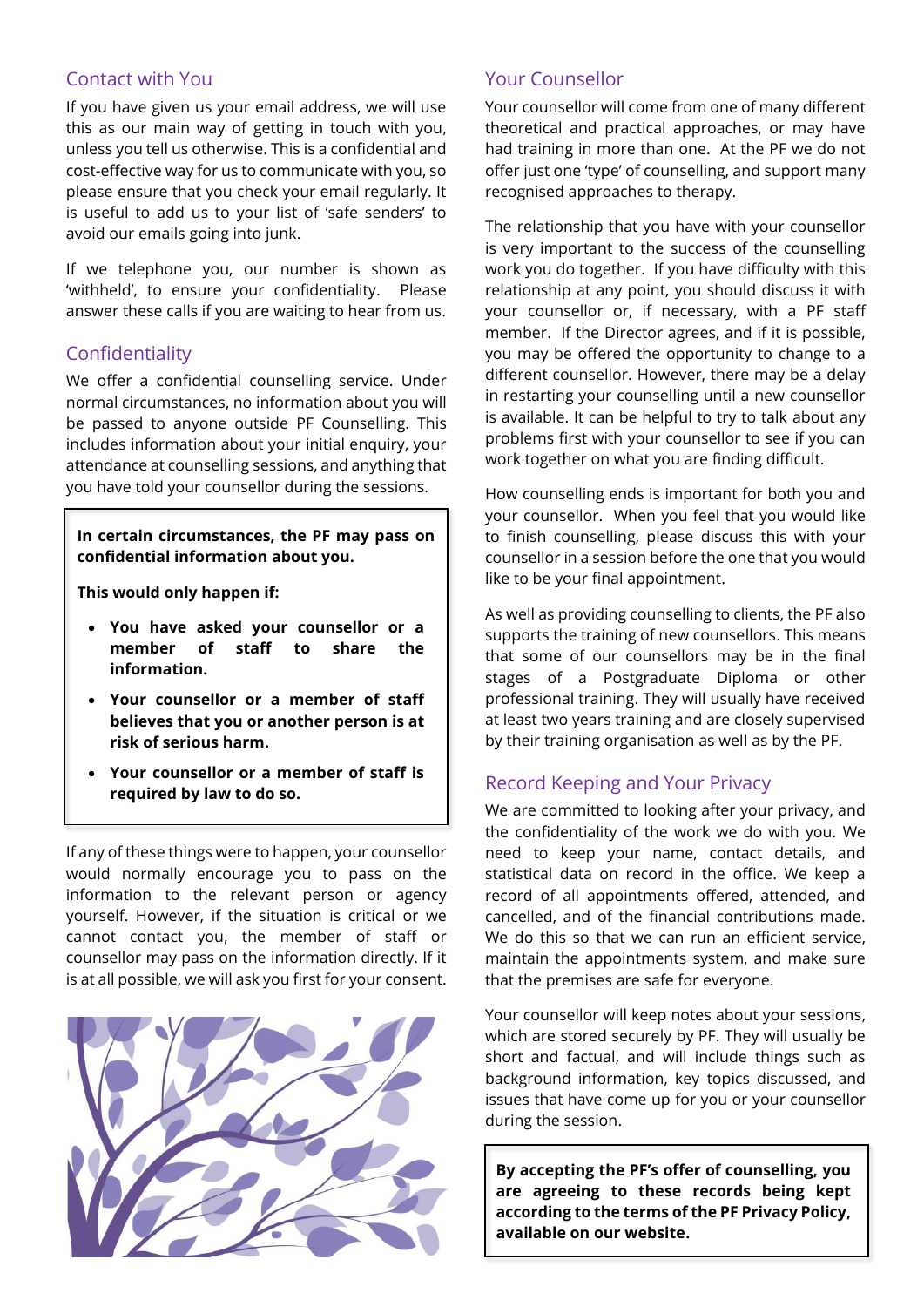## Contact with You

If you have given us your email address, we will use this as our main way of getting in touch with you, unless you tell us otherwise. This is a confidential and cost-effective way for us to communicate with you, so please ensure that you check your email regularly. It is useful to add us to your list of 'safe senders' to avoid our emails going into junk.

If we telephone you, our number is shown as 'withheld', to ensure your confidentiality. Please answer these calls if you are waiting to hear from us.

## Confidentiality

We offer a confidential counselling service. Under normal circumstances, no information about you will be passed to anyone outside PF Counselling. This includes information about your initial enquiry, your attendance at counselling sessions, and anything that you have told your counsellor during the sessions.

**In certain circumstances, the PF may pass on confidential information about you.**

**This would only happen if:**

- **You have asked your counsellor or a member of staff to share the information.**
- **Your counsellor or a member of staff believes that you or another person is at risk of serious harm.**
- **Your counsellor or a member of staff is required by law to do so.**

If any of these things were to happen, your counsellor would normally encourage you to pass on the information to the relevant person or agency yourself. However, if the situation is critical or we cannot contact you, the member of staff or counsellor may pass on the information directly. If it is at all possible, we will ask you first for your consent.

## Your Counsellor

Your counsellor will come from one of many different theoretical and practical approaches, or may have had training in more than one. At the PF we do not offer just one 'type' of counselling, and support many recognised approaches to therapy.

The relationship that you have with your counsellor is very important to the success of the counselling work you do together. If you have difficulty with this relationship at any point, you should discuss it with your counsellor or, if necessary, with a PF staff member. If the Director agrees, and if it is possible, you may be offered the opportunity to change to a different counsellor. However, there may be a delay in restarting your counselling until a new counsellor is available. It can be helpful to try to talk about any problems first with your counsellor to see if you can work together on what you are finding difficult.

How counselling ends is important for both you and your counsellor. When you feel that you would like to finish counselling, please discuss this with your counsellor in a session before the one that you would like to be your final appointment.

As well as providing counselling to clients, the PF also supports the training of new counsellors. This means that some of our counsellors may be in the final stages of a Postgraduate Diploma or other professional training. They will usually have received at least two years training and are closely supervised by their training organisation as well as by the PF.

## Record Keeping and Your Privacy

We are committed to looking after your privacy, and the confidentiality of the work we do with you. We need to keep your name, contact details, and statistical data on record in the office. We keep a record of all appointments offered, attended, and cancelled, and of the financial contributions made. We do this so that we can run an efficient service, maintain the appointments system, and make sure that the premises are safe for everyone.

Your counsellor will keep notes about your sessions, which are stored securely by PF. They will usually be short and factual, and will include things such as background information, key topics discussed, and issues that have come up for you or your counsellor during the session.

**By accepting the PF's offer of counselling, you are agreeing to these records being kept according to the terms of the PF Privacy Policy, available on our website.**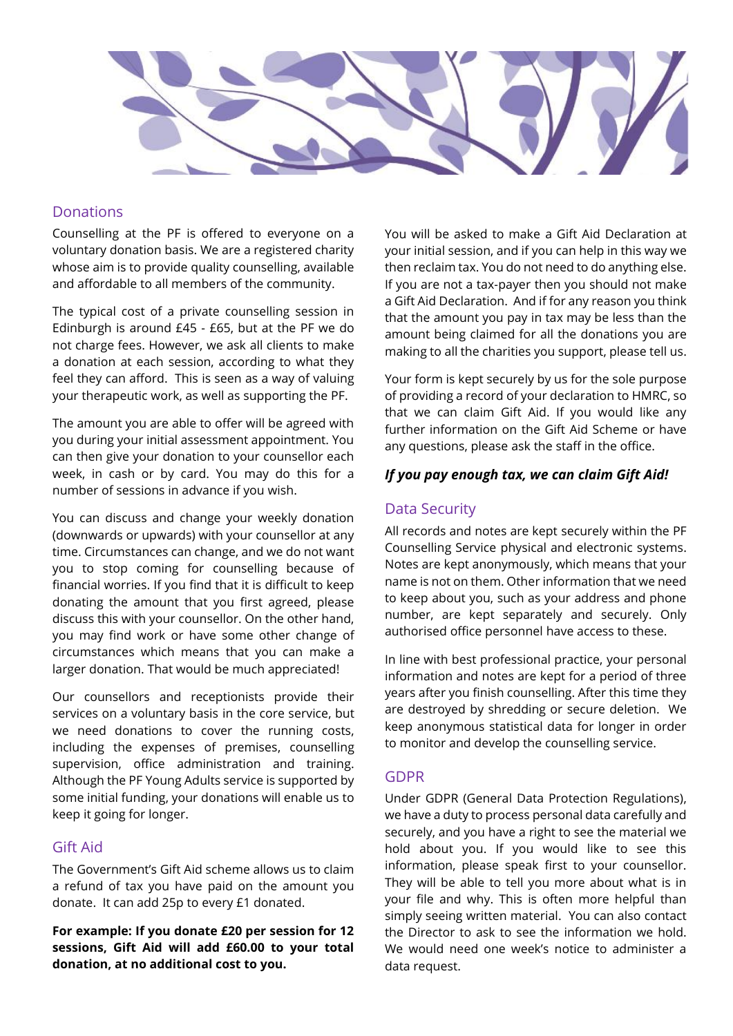## Donations

Counselling at the PF is offered to everyone on a voluntary donation basis. We are a registered charity whose aim is to provide quality counselling, available and affordable to all members of the community.

The typical cost of a private counselling session in Edinburgh is around £45 - £65, but at the PF we do not charge fees. However, we ask all clients to make a donation at each session, according to what they feel they can afford. This is seen as a way of valuing your therapeutic work, as well as supporting the PF.

The amount you are able to offer will be agreed with you during your initial assessment appointment. You can then give your donation to your counsellor each week, in cash or by card. You may do this for a number of sessions in advance if you wish.

You can discuss and change your weekly donation (downwards or upwards) with your counsellor at any time. Circumstances can change, and we do not want you to stop coming for counselling because of financial worries. If you find that it is difficult to keep donating the amount that you first agreed, please discuss this with your counsellor. On the other hand, you may find work or have some other change of circumstances which means that you can make a larger donation. That would be much appreciated!

Our counsellors and receptionists provide their services on a voluntary basis in the core service, but we need donations to cover the running costs, including the expenses of premises, counselling supervision, office administration and training. Although the PF Young Adults service is supported by some initial funding, your donations will enable us to keep it going for longer.

## Gift Aid

The Government's Gift Aid scheme allows us to claim a refund of tax you have paid on the amount you donate. It can add 25p to every £1 donated.

**For example: If you donate £20 per session for 12 sessions, Gift Aid will add £60.00 to your total donation, at no additional cost to you.**

You will be asked to make a Gift Aid Declaration at your initial session, and if you can help in this way we then reclaim tax. You do not need to do anything else. If you are not a tax-payer then you should not make a Gift Aid Declaration. And if for any reason you think that the amount you pay in tax may be less than the amount being claimed for all the donations you are making to all the charities you support, please tell us.

Your form is kept securely by us for the sole purpose of providing a record of your declaration to HMRC, so that we can claim Gift Aid. If you would like any further information on the Gift Aid Scheme or have any questions, please ask the staff in the office.

***If you pay enough tax, we can claim Gift Aid!***

## Data Security

All records and notes are kept securely within the PF Counselling Service physical and electronic systems. Notes are kept anonymously, which means that your name is not on them. Other information that we need to keep about you, such as your address and phone number, are kept separately and securely. Only authorised office personnel have access to these.

In line with best professional practice, your personal information and notes are kept for a period of three years after you finish counselling. After this time they are destroyed by shredding or secure deletion. We keep anonymous statistical data for longer in order to monitor and develop the counselling service.

## GDPR

Under GDPR (General Data Protection Regulations), we have a duty to process personal data carefully and securely, and you have a right to see the material we hold about you. If you would like to see this information, please speak first to your counsellor. They will be able to tell you more about what is in your file and why. This is often more helpful than simply seeing written material. You can also contact the Director to ask to see the information we hold. We would need one week's notice to administer a data request.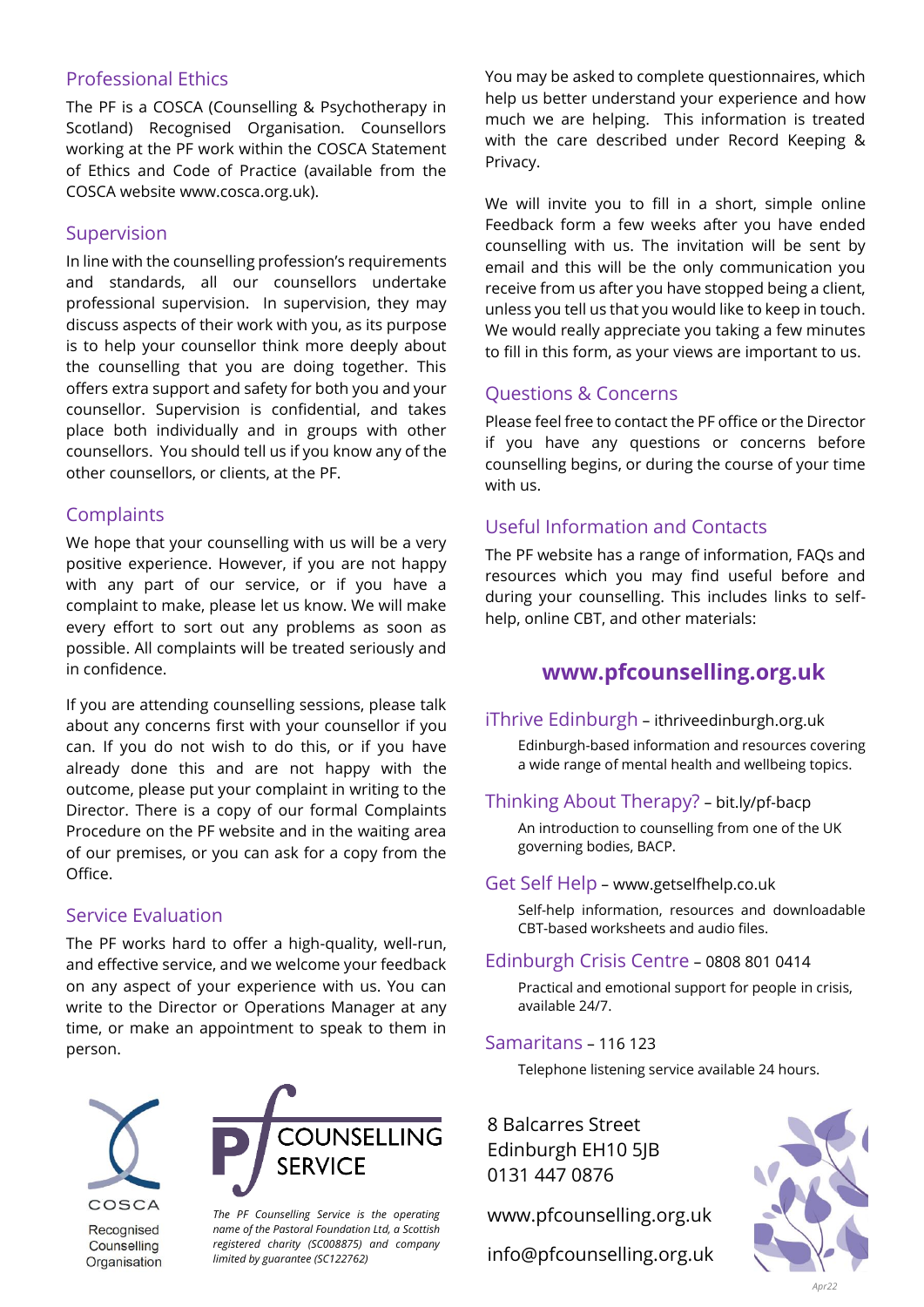## Professional Ethics

The PF is a COSCA (Counselling & Psychotherapy in Scotland) Recognised Organisation. Counsellors working at the PF work within the COSCA Statement of Ethics and Code of Practice (available from the COSCA website www.cosca.org.uk).

## Supervision

In line with the counselling profession's requirements and standards, all our counsellors undertake professional supervision. In supervision, they may discuss aspects of their work with you, as its purpose is to help your counsellor think more deeply about the counselling that you are doing together. This offers extra support and safety for both you and your counsellor. Supervision is confidential, and takes place both individually and in groups with other counsellors. You should tell us if you know any of the other counsellors, or clients, at the PF.

## Complaints

We hope that your counselling with us will be a very positive experience. However, if you are not happy with any part of our service, or if you have a complaint to make, please let us know. We will make every effort to sort out any problems as soon as possible. All complaints will be treated seriously and in confidence.

If you are attending counselling sessions, please talk about any concerns first with your counsellor if you can. If you do not wish to do this, or if you have already done this and are not happy with the outcome, please put your complaint in writing to the Director. There is a copy of our formal Complaints Procedure on the PF website and in the waiting area of our premises, or you can ask for a copy from the Office.

## Service Evaluation

The PF works hard to offer a high-quality, well-run, and effective service, and we welcome your feedback on any aspect of your experience with us. You can write to the Director or Operations Manager at any time, or make an appointment to speak to them in person.

You may be asked to complete questionnaires, which help us better understand your experience and how much we are helping. This information is treated with the care described under Record Keeping & Privacy.

We will invite you to fill in a short, simple online Feedback form a few weeks after you have ended counselling with us. The invitation will be sent by email and this will be the only communication you receive from us after you have stopped being a client, unless you tell us that you would like to keep in touch. We would really appreciate you taking a few minutes to fill in this form, as your views are important to us.

## Questions & Concerns

Please feel free to contact the PF office or the Director if you have any questions or concerns before counselling begins, or during the course of your time with us.

## Useful Information and Contacts

The PF website has a range of information, FAQs and resources which you may find useful before and during your counselling. This includes links to self-help, online CBT, and other materials:

**www.pfcounselling.org.uk**

**iThrive Edinburgh** – ithriveedinburgh.org.uk
Edinburgh-based information and resources covering a wide range of mental health and wellbeing topics.

**Thinking About Therapy?** – bit.ly/pf-bacp
An introduction to counselling from one of the UK governing bodies, BACP.

**Get Self Help** – www.getselfhelp.co.uk
Self-help information, resources and downloadable CBT-based worksheets and audio files.

**Edinburgh Crisis Centre** – 0808 801 0414
Practical and emotional support for people in crisis, available 24/7.

**Samaritans** – 116 123
Telephone listening service available 24 hours.

COSCA
Recognised Counselling Organisation

PF COUNSELLING SERVICE

*The PF Counselling Service is the operating name of the Pastoral Foundation Ltd, a Scottish registered charity (SC008875) and company limited by guarantee (SC122762)*

8 Balcarres Street
Edinburgh EH10 5JB
0131 447 0876

www.pfcounselling.org.uk

info@pfcounselling.org.uk

Apr22